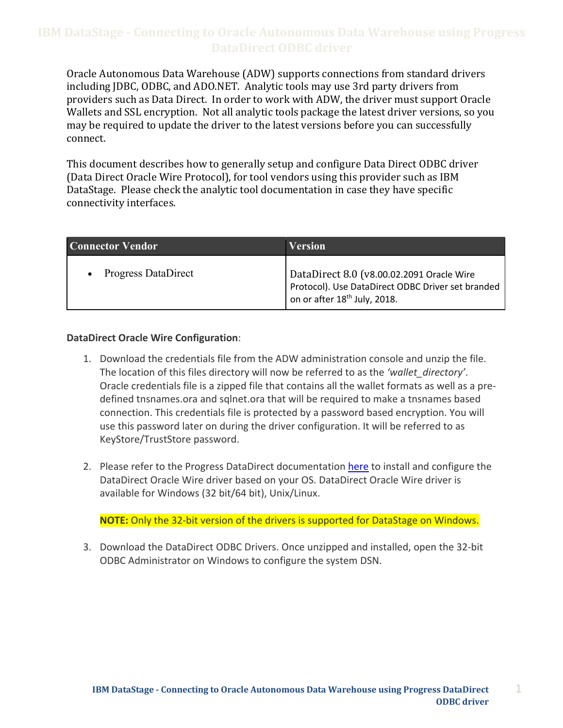# IBM DataStage - Connecting to Oracle Autonomous Data Warehouse using Progress DataDirect ODBC driver

Oracle Autonomous Data Warehouse (ADW) supports connections from standard drivers including JDBC, ODBC, and ADO.NET. Analytic tools may use 3rd party drivers from providers such as Data Direct. In order to work with ADW, the driver must support Oracle Wallets and SSL encryption. Not all analytic tools package the latest driver versions, so you may be required to update the driver to the latest versions before you can successfully connect.

This document describes how to generally setup and configure Data Direct ODBC driver (Data Direct Oracle Wire Protocol), for tool vendors using this provider such as IBM DataStage. Please check the analytic tool documentation in case they have specific connectivity interfaces.

| Connector Vendor | Version |
| --- | --- |
| • Progress DataDirect | DataDirect 8.0 (v8.00.02.2091 Oracle Wire Protocol). Use DataDirect ODBC Driver set branded on or after 18th July, 2018. |

**DataDirect Oracle Wire Configuration**:

1. Download the credentials file from the ADW administration console and unzip the file. The location of this files directory will now be referred to as the *'wallet_directory'*. Oracle credentials file is a zipped file that contains all the wallet formats as well as a pre-defined tnsnames.ora and sqlnet.ora that will be required to make a tnsnames based connection. This credentials file is protected by a password based encryption. You will use this password later on during the driver configuration. It will be referred to as KeyStore/TrustStore password.

2. Please refer to the Progress DataDirect documentation here to install and configure the DataDirect Oracle Wire driver based on your OS. DataDirect Oracle Wire driver is available for Windows (32 bit/64 bit), Unix/Linux.

   **NOTE:** Only the 32-bit version of the drivers is supported for DataStage on Windows.

3. Download the DataDirect ODBC Drivers. Once unzipped and installed, open the 32-bit ODBC Administrator on Windows to configure the system DSN.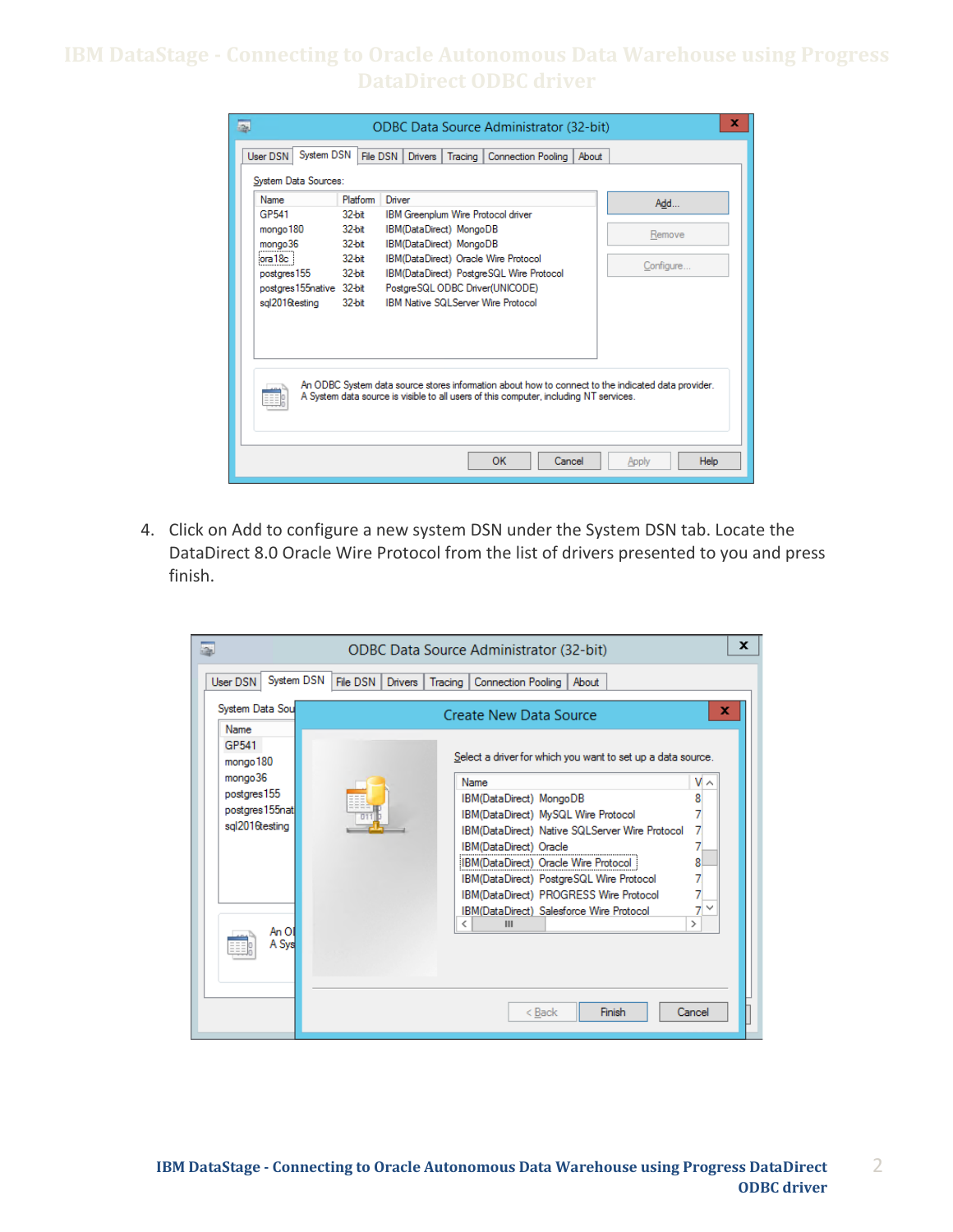4. Click on Add to configure a new system DSN under the System DSN tab. Locate the DataDirect 8.0 Oracle Wire Protocol from the list of drivers presented to you and press finish.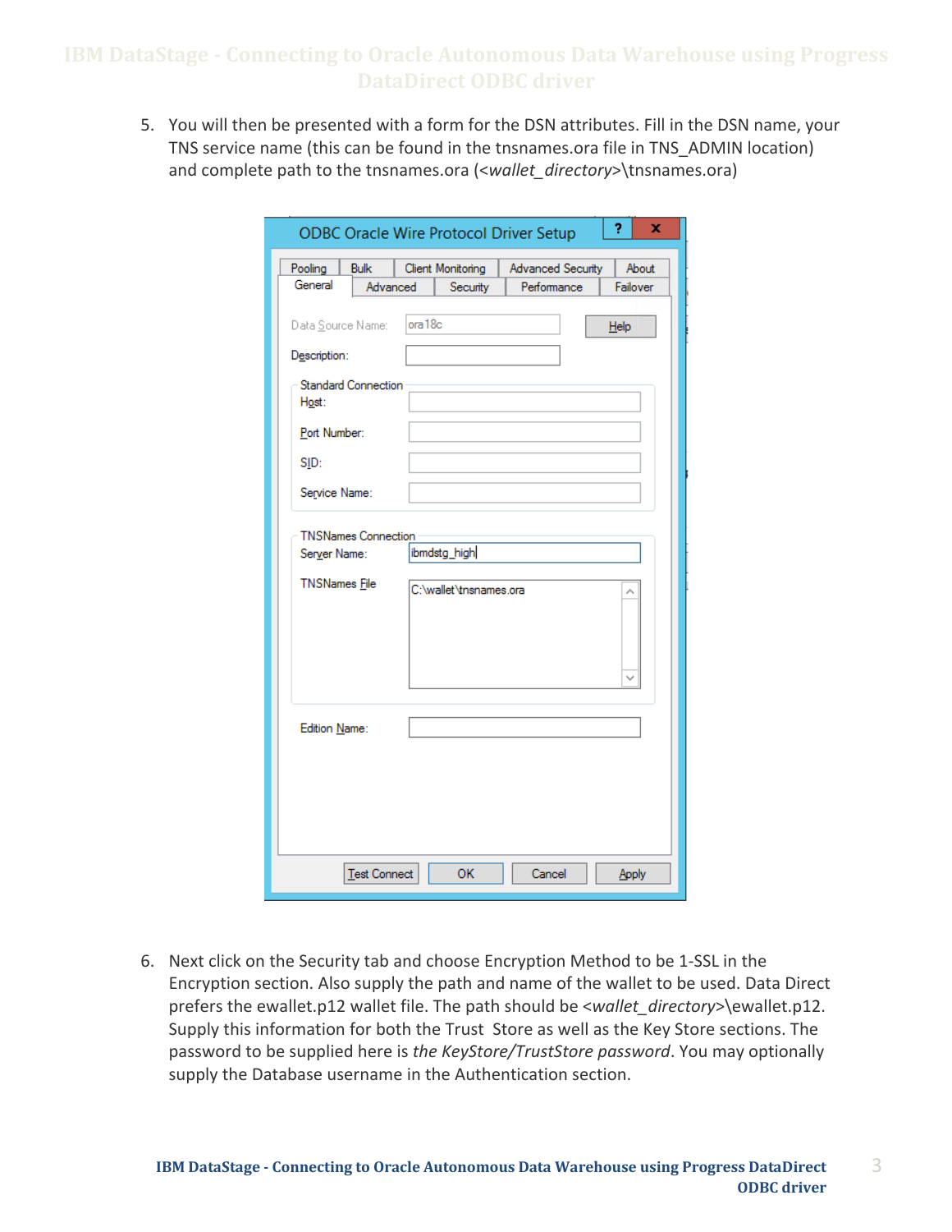5. You will then be presented with a form for the DSN attributes. Fill in the DSN name, your TNS service name (this can be found in the tnsnames.ora file in TNS_ADMIN location) and complete path to the tnsnames.ora (<*wallet_directory*>\tnsnames.ora)

6. Next click on the Security tab and choose Encryption Method to be 1-SSL in the Encryption section. Also supply the path and name of the wallet to be used. Data Direct prefers the ewallet.p12 wallet file. The path should be <*wallet_directory*>\ewallet.p12. Supply this information for both the Trust Store as well as the Key Store sections. The password to be supplied here is *the KeyStore/TrustStore password*. You may optionally supply the Database username in the Authentication section.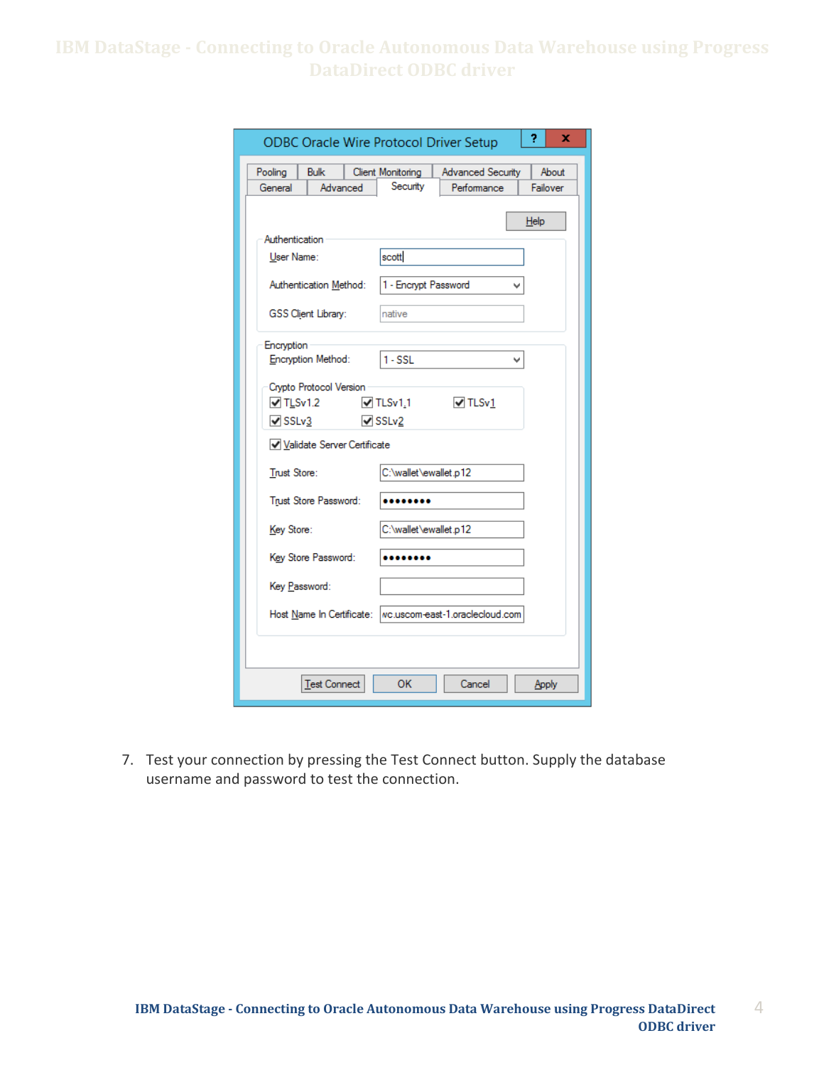7. Test your connection by pressing the Test Connect button. Supply the database username and password to test the connection.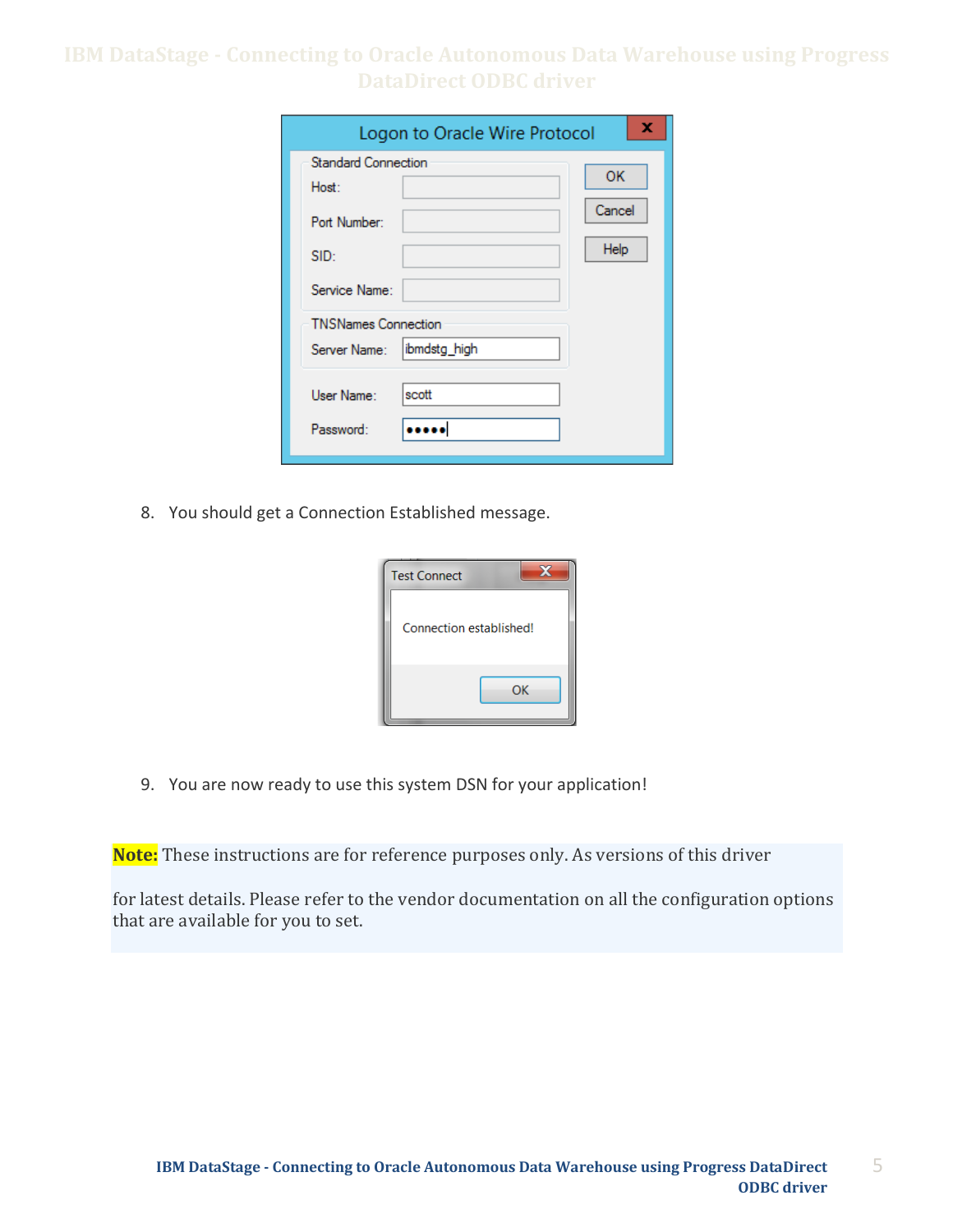8. You should get a Connection Established message.

9. You are now ready to use this system DSN for your application!

**Note:** These instructions are for reference purposes only. As versions of this driver

for latest details. Please refer to the vendor documentation on all the configuration options that are available for you to set.